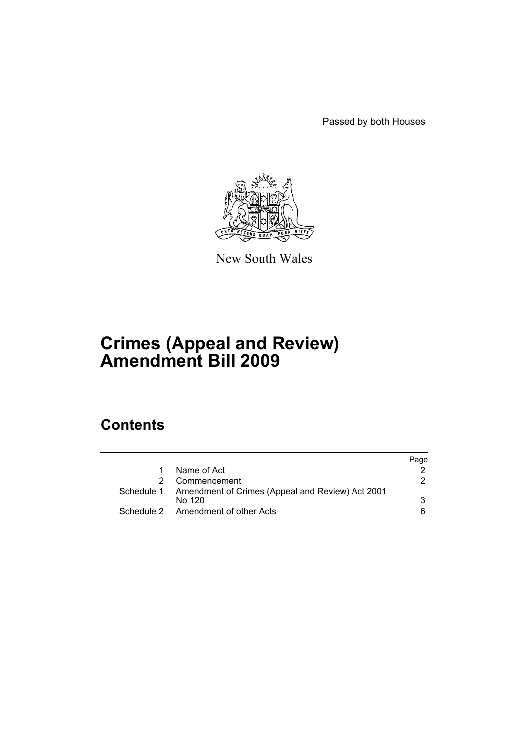Passed by both Houses

New South Wales

# Crimes (Appeal and Review) Amendment Bill 2009

## Contents

| | | Page |
|---|---|---|
| 1 | Name of Act | 2 |
| 2 | Commencement | 2 |
| Schedule 1 | Amendment of Crimes (Appeal and Review) Act 2001 No 120 | 3 |
| Schedule 2 | Amendment of other Acts | 6 |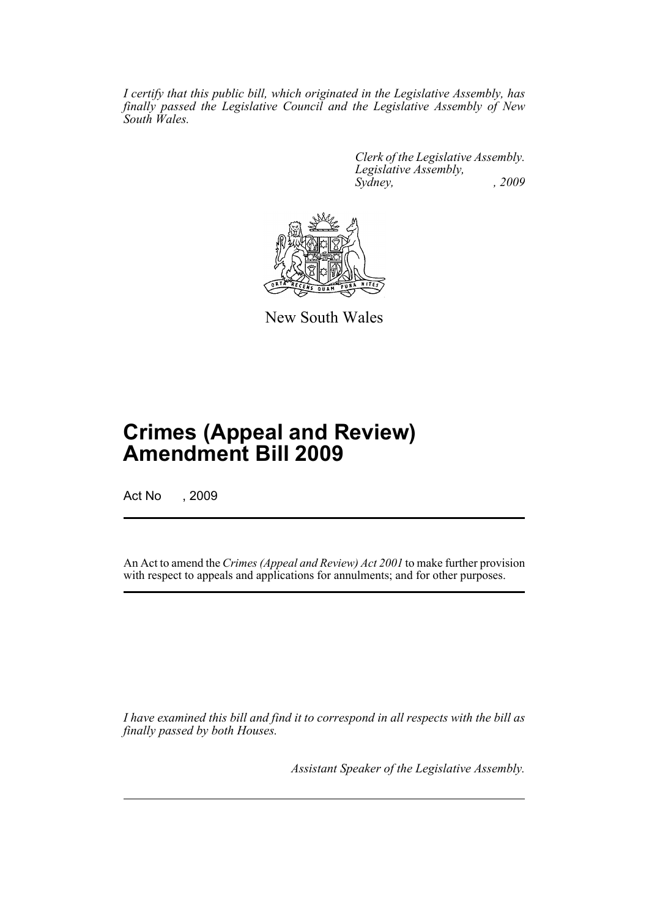*I certify that this public bill, which originated in the Legislative Assembly, has finally passed the Legislative Council and the Legislative Assembly of New South Wales.*

*Clerk of the Legislative Assembly.*
*Legislative Assembly,*
*Sydney, , 2009*

New South Wales

# Crimes (Appeal and Review) Amendment Bill 2009

Act No , 2009

An Act to amend the *Crimes (Appeal and Review) Act 2001* to make further provision with respect to appeals and applications for annulments; and for other purposes.

*I have examined this bill and find it to correspond in all respects with the bill as finally passed by both Houses.*

*Assistant Speaker of the Legislative Assembly.*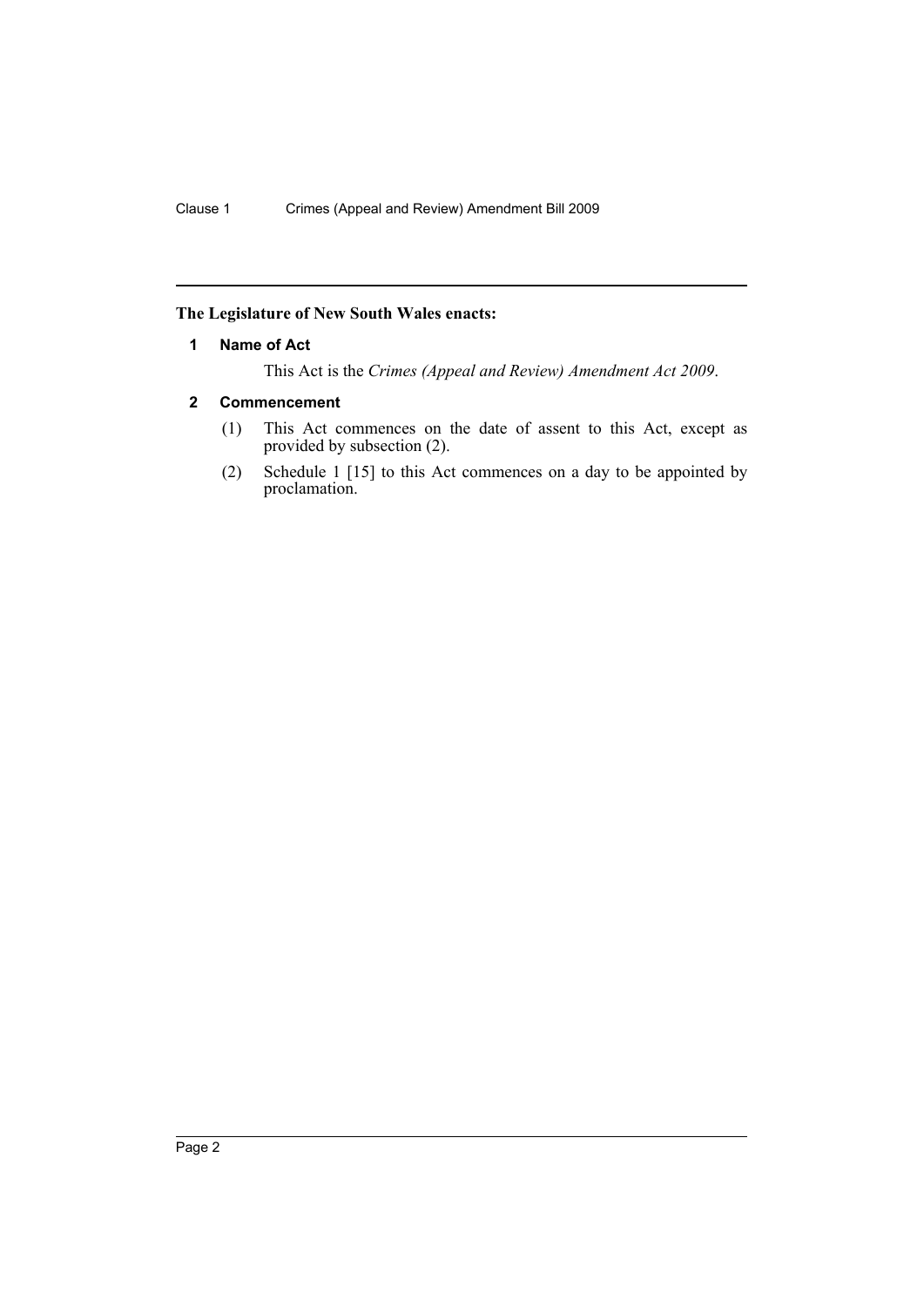**The Legislature of New South Wales enacts:**

### 1 Name of Act

This Act is the *Crimes (Appeal and Review) Amendment Act 2009*.

### 2 Commencement

(1) This Act commences on the date of assent to this Act, except as provided by subsection (2).

(2) Schedule 1 [15] to this Act commences on a day to be appointed by proclamation.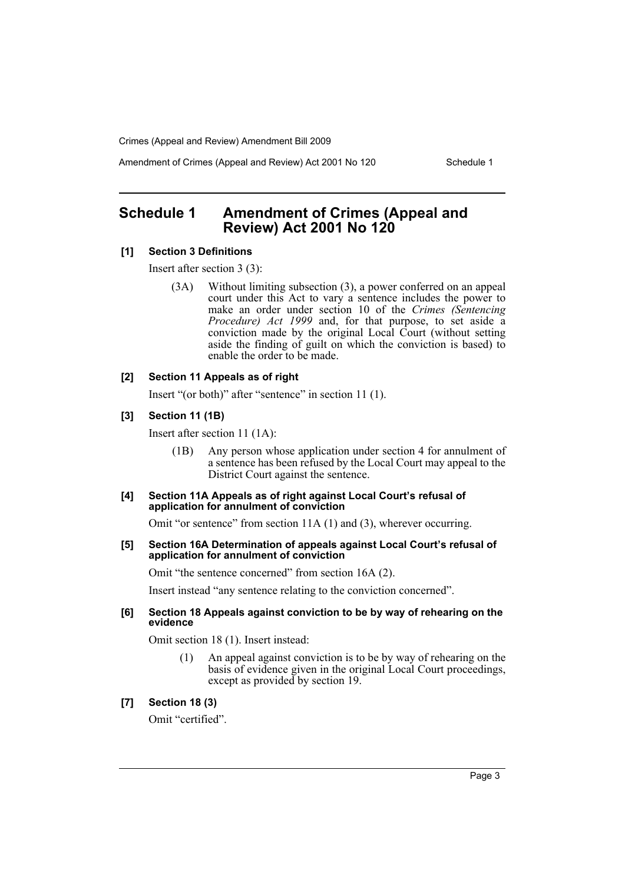# Schedule 1 Amendment of Crimes (Appeal and Review) Act 2001 No 120

**[1] Section 3 Definitions**

Insert after section 3 (3):

> (3A) Without limiting subsection (3), a power conferred on an appeal court under this Act to vary a sentence includes the power to make an order under section 10 of the *Crimes (Sentencing Procedure) Act 1999* and, for that purpose, to set aside a conviction made by the original Local Court (without setting aside the finding of guilt on which the conviction is based) to enable the order to be made.

**[2] Section 11 Appeals as of right**

Insert "(or both)" after "sentence" in section 11 (1).

**[3] Section 11 (1B)**

Insert after section 11 (1A):

> (1B) Any person whose application under section 4 for annulment of a sentence has been refused by the Local Court may appeal to the District Court against the sentence.

**[4] Section 11A Appeals as of right against Local Court's refusal of application for annulment of conviction**

Omit "or sentence" from section 11A (1) and (3), wherever occurring.

**[5] Section 16A Determination of appeals against Local Court's refusal of application for annulment of conviction**

Omit "the sentence concerned" from section 16A (2).

Insert instead "any sentence relating to the conviction concerned".

**[6] Section 18 Appeals against conviction to be by way of rehearing on the evidence**

Omit section 18 (1). Insert instead:

> (1) An appeal against conviction is to be by way of rehearing on the basis of evidence given in the original Local Court proceedings, except as provided by section 19.

**[7] Section 18 (3)**

Omit "certified".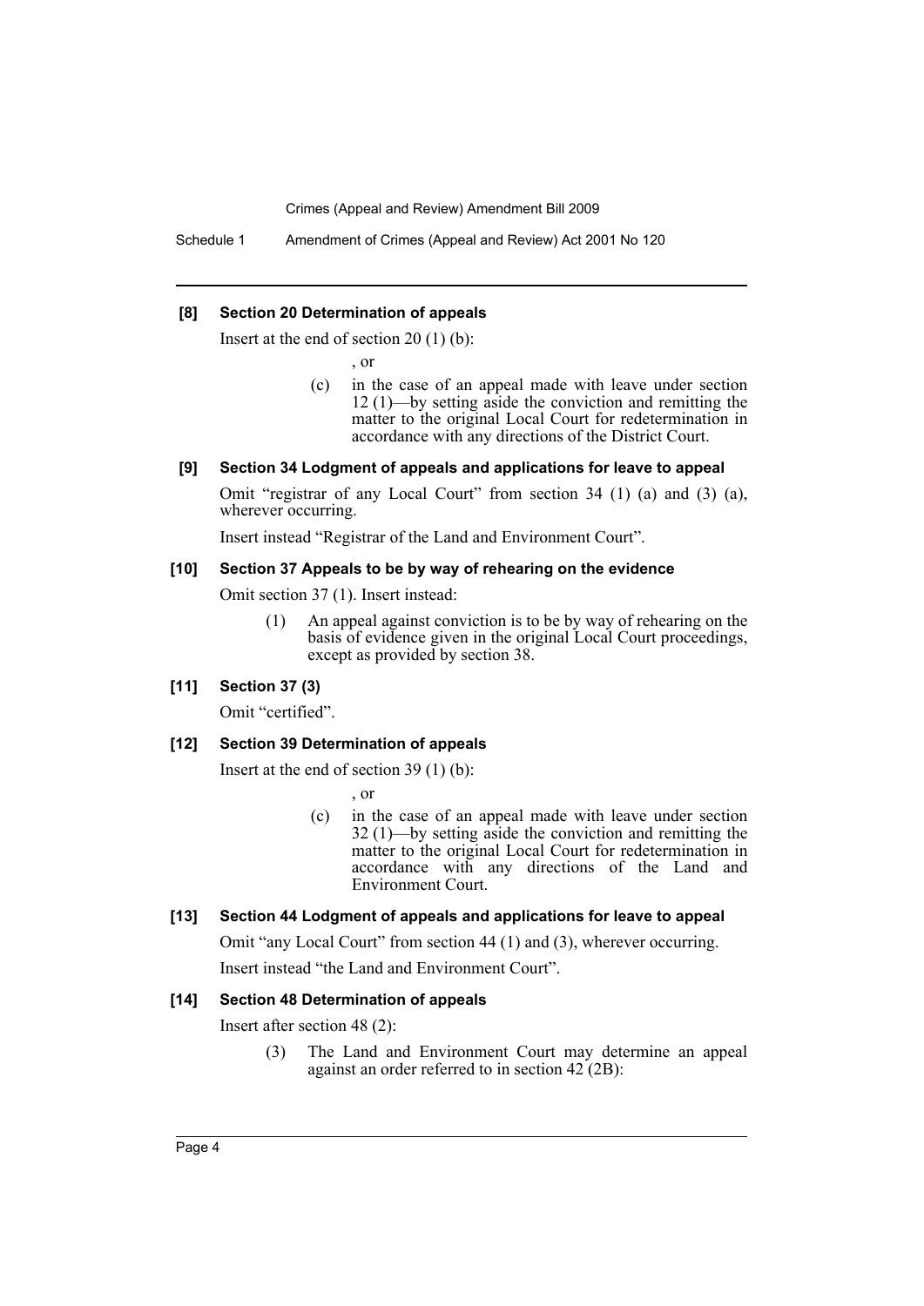**[8] Section 20 Determination of appeals**

Insert at the end of section 20 (1) (b):

, or

(c) in the case of an appeal made with leave under section 12 (1)—by setting aside the conviction and remitting the matter to the original Local Court for redetermination in accordance with any directions of the District Court.

**[9] Section 34 Lodgment of appeals and applications for leave to appeal**

Omit "registrar of any Local Court" from section 34 (1) (a) and (3) (a), wherever occurring.

Insert instead "Registrar of the Land and Environment Court".

**[10] Section 37 Appeals to be by way of rehearing on the evidence**

Omit section 37 (1). Insert instead:

(1) An appeal against conviction is to be by way of rehearing on the basis of evidence given in the original Local Court proceedings, except as provided by section 38.

**[11] Section 37 (3)**

Omit "certified".

**[12] Section 39 Determination of appeals**

Insert at the end of section 39 (1) (b):

, or

(c) in the case of an appeal made with leave under section 32 (1)—by setting aside the conviction and remitting the matter to the original Local Court for redetermination in accordance with any directions of the Land and Environment Court.

**[13] Section 44 Lodgment of appeals and applications for leave to appeal**

Omit "any Local Court" from section 44 (1) and (3), wherever occurring.

Insert instead "the Land and Environment Court".

**[14] Section 48 Determination of appeals**

Insert after section 48 (2):

(3) The Land and Environment Court may determine an appeal against an order referred to in section 42 (2B):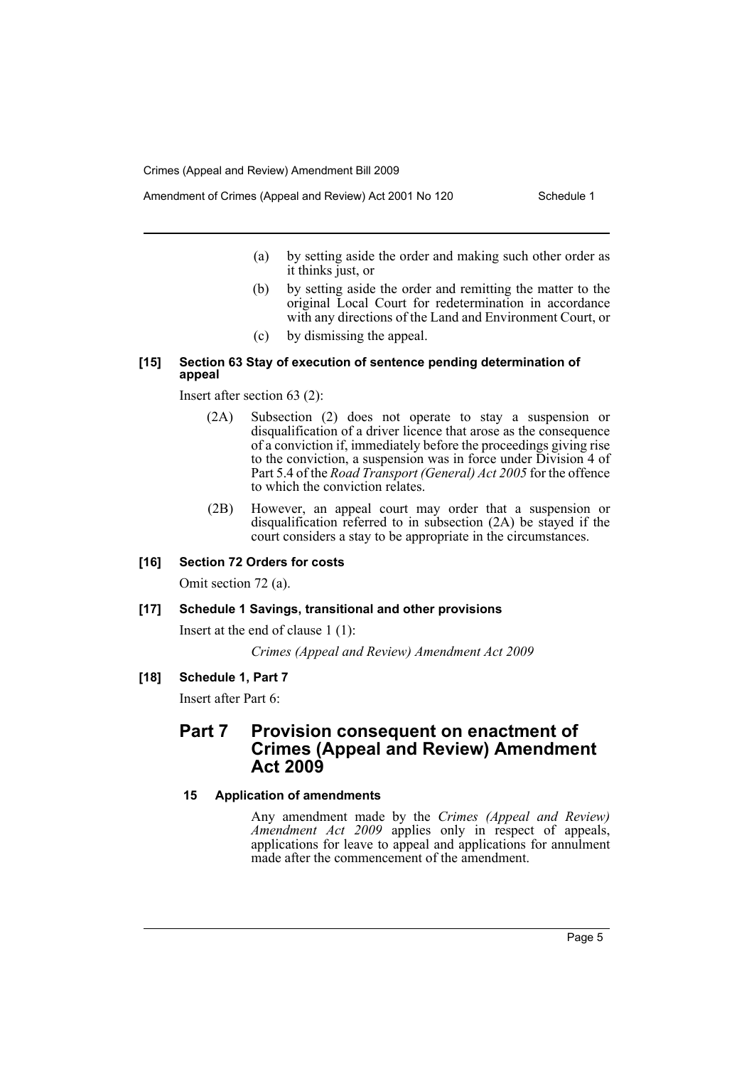(a) by setting aside the order and making such other order as it thinks just, or

(b) by setting aside the order and remitting the matter to the original Local Court for redetermination in accordance with any directions of the Land and Environment Court, or

(c) by dismissing the appeal.

**[15] Section 63 Stay of execution of sentence pending determination of appeal**

Insert after section 63 (2):

(2A) Subsection (2) does not operate to stay a suspension or disqualification of a driver licence that arose as the consequence of a conviction if, immediately before the proceedings giving rise to the conviction, a suspension was in force under Division 4 of Part 5.4 of the *Road Transport (General) Act 2005* for the offence to which the conviction relates.

(2B) However, an appeal court may order that a suspension or disqualification referred to in subsection (2A) be stayed if the court considers a stay to be appropriate in the circumstances.

**[16] Section 72 Orders for costs**

Omit section 72 (a).

**[17] Schedule 1 Savings, transitional and other provisions**

Insert at the end of clause 1 (1):

*Crimes (Appeal and Review) Amendment Act 2009*

**[18] Schedule 1, Part 7**

Insert after Part 6:

## Part 7 Provision consequent on enactment of Crimes (Appeal and Review) Amendment Act 2009

### 15 Application of amendments

Any amendment made by the *Crimes (Appeal and Review) Amendment Act 2009* applies only in respect of appeals, applications for leave to appeal and applications for annulment made after the commencement of the amendment.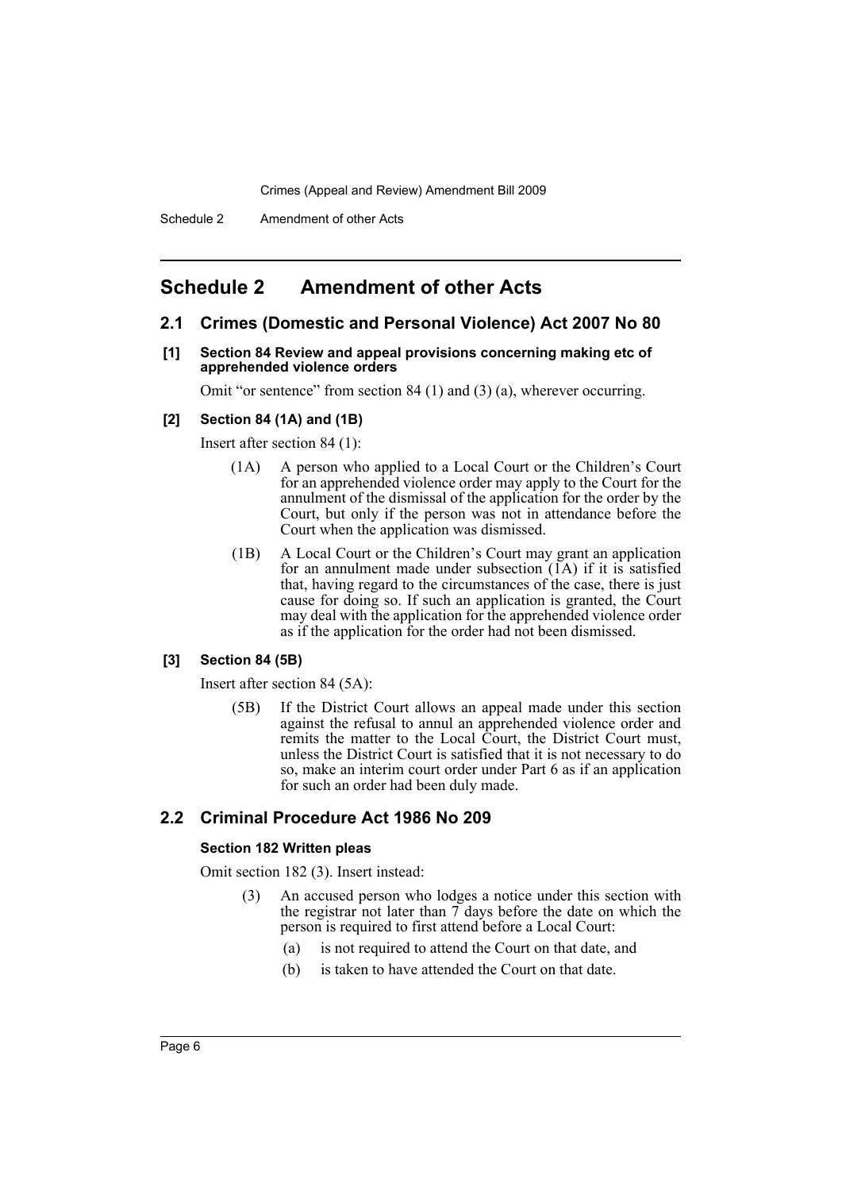# Schedule 2 Amendment of other Acts

## 2.1 Crimes (Domestic and Personal Violence) Act 2007 No 80

**[1] Section 84 Review and appeal provisions concerning making etc of apprehended violence orders**

Omit "or sentence" from section 84 (1) and (3) (a), wherever occurring.

**[2] Section 84 (1A) and (1B)**

Insert after section 84 (1):

> (1A) A person who applied to a Local Court or the Children's Court for an apprehended violence order may apply to the Court for the annulment of the dismissal of the application for the order by the Court, but only if the person was not in attendance before the Court when the application was dismissed.
>
> (1B) A Local Court or the Children's Court may grant an application for an annulment made under subsection (1A) if it is satisfied that, having regard to the circumstances of the case, there is just cause for doing so. If such an application is granted, the Court may deal with the application for the apprehended violence order as if the application for the order had not been dismissed.

**[3] Section 84 (5B)**

Insert after section 84 (5A):

> (5B) If the District Court allows an appeal made under this section against the refusal to annul an apprehended violence order and remits the matter to the Local Court, the District Court must, unless the District Court is satisfied that it is not necessary to do so, make an interim court order under Part 6 as if an application for such an order had been duly made.

## 2.2 Criminal Procedure Act 1986 No 209

**Section 182 Written pleas**

Omit section 182 (3). Insert instead:

> (3) An accused person who lodges a notice under this section with the registrar not later than 7 days before the date on which the person is required to first attend before a Local Court:
>
> (a) is not required to attend the Court on that date, and
>
> (b) is taken to have attended the Court on that date.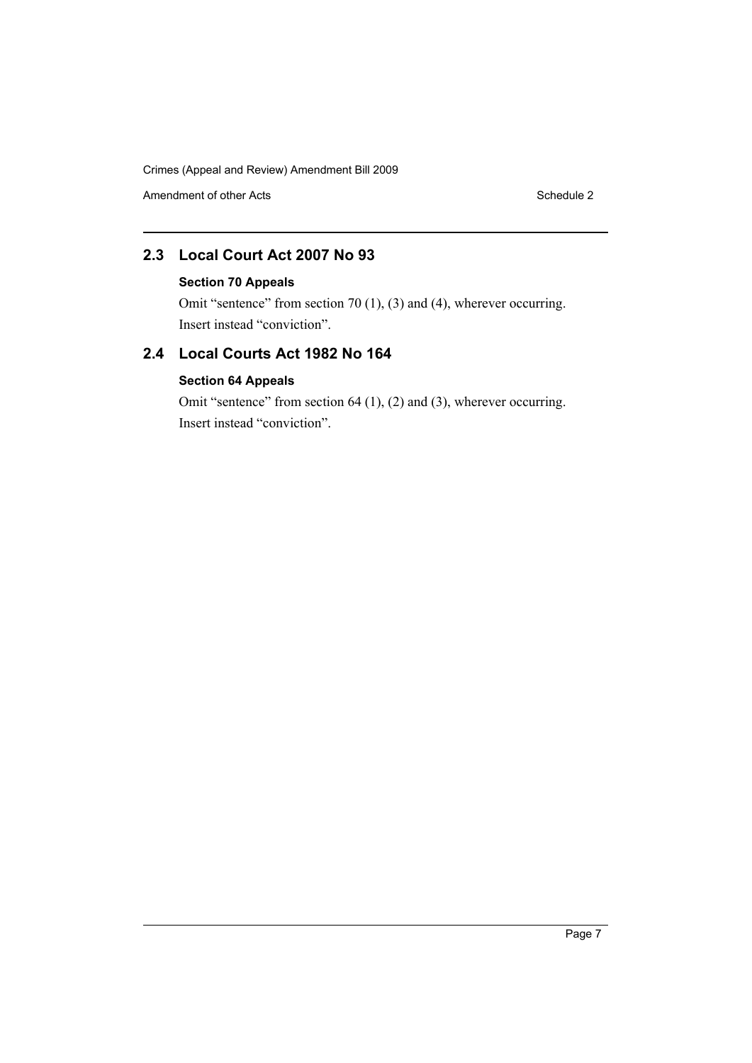## 2.3 Local Court Act 2007 No 93

### Section 70 Appeals

Omit "sentence" from section 70 (1), (3) and (4), wherever occurring. Insert instead "conviction".

## 2.4 Local Courts Act 1982 No 164

### Section 64 Appeals

Omit "sentence" from section 64 (1), (2) and (3), wherever occurring. Insert instead "conviction".